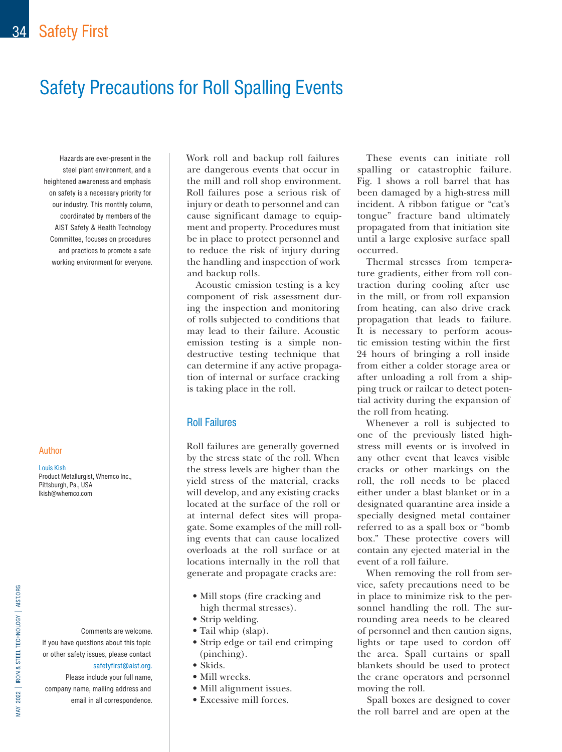# Safety Precautions for Roll Spalling Events

Hazards are ever-present in the steel plant environment, and a heightened awareness and emphasis on safety is a necessary priority for our industry. This monthly column, coordinated by members of the AIST Safety & Health Technology Committee, focuses on procedures and practices to promote a safe working environment for everyone.

**Author**

Louis Kish
Product Metallurgist, Whemco Inc., Pittsburgh, Pa., USA
lkish@whemco.com

Comments are welcome. If you have questions about this topic or other safety issues, please contact safetyfirst@aist.org. Please include your full name, company name, mailing address and email in all correspondence.

Work roll and backup roll failures are dangerous events that occur in the mill and roll shop environment. Roll failures pose a serious risk of injury or death to personnel and can cause significant damage to equipment and property. Procedures must be in place to protect personnel and to reduce the risk of injury during the handling and inspection of work and backup rolls.

Acoustic emission testing is a key component of risk assessment during the inspection and monitoring of rolls subjected to conditions that may lead to their failure. Acoustic emission testing is a simple nondestructive testing technique that can determine if any active propagation of internal or surface cracking is taking place in the roll.

## Roll Failures

Roll failures are generally governed by the stress state of the roll. When the stress levels are higher than the yield stress of the material, cracks will develop, and any existing cracks located at the surface of the roll or at internal defect sites will propagate. Some examples of the mill rolling events that can cause localized overloads at the roll surface or at locations internally in the roll that generate and propagate cracks are:

- Mill stops (fire cracking and high thermal stresses).
- Strip welding.
- Tail whip (slap).
- Strip edge or tail end crimping (pinching).
- Skids.
- Mill wrecks.
- Mill alignment issues.
- Excessive mill forces.

These events can initiate roll spalling or catastrophic failure. Fig. 1 shows a roll barrel that has been damaged by a high-stress mill incident. A ribbon fatigue or "cat's tongue" fracture band ultimately propagated from that initiation site until a large explosive surface spall occurred.

Thermal stresses from temperature gradients, either from roll contraction during cooling after use in the mill, or from roll expansion from heating, can also drive crack propagation that leads to failure. It is necessary to perform acoustic emission testing within the first 24 hours of bringing a roll inside from either a colder storage area or after unloading a roll from a shipping truck or railcar to detect potential activity during the expansion of the roll from heating.

Whenever a roll is subjected to one of the previously listed high-stress mill events or is involved in any other event that leaves visible cracks or other markings on the roll, the roll needs to be placed either under a blast blanket or in a designated quarantine area inside a specially designed metal container referred to as a spall box or "bomb box." These protective covers will contain any ejected material in the event of a roll failure.

When removing the roll from service, safety precautions need to be in place to minimize risk to the personnel handling the roll. The surrounding area needs to be cleared of personnel and then caution signs, lights or tape used to cordon off the area. Spall curtains or spall blankets should be used to protect the crane operators and personnel moving the roll.

Spall boxes are designed to cover the roll barrel and are open at the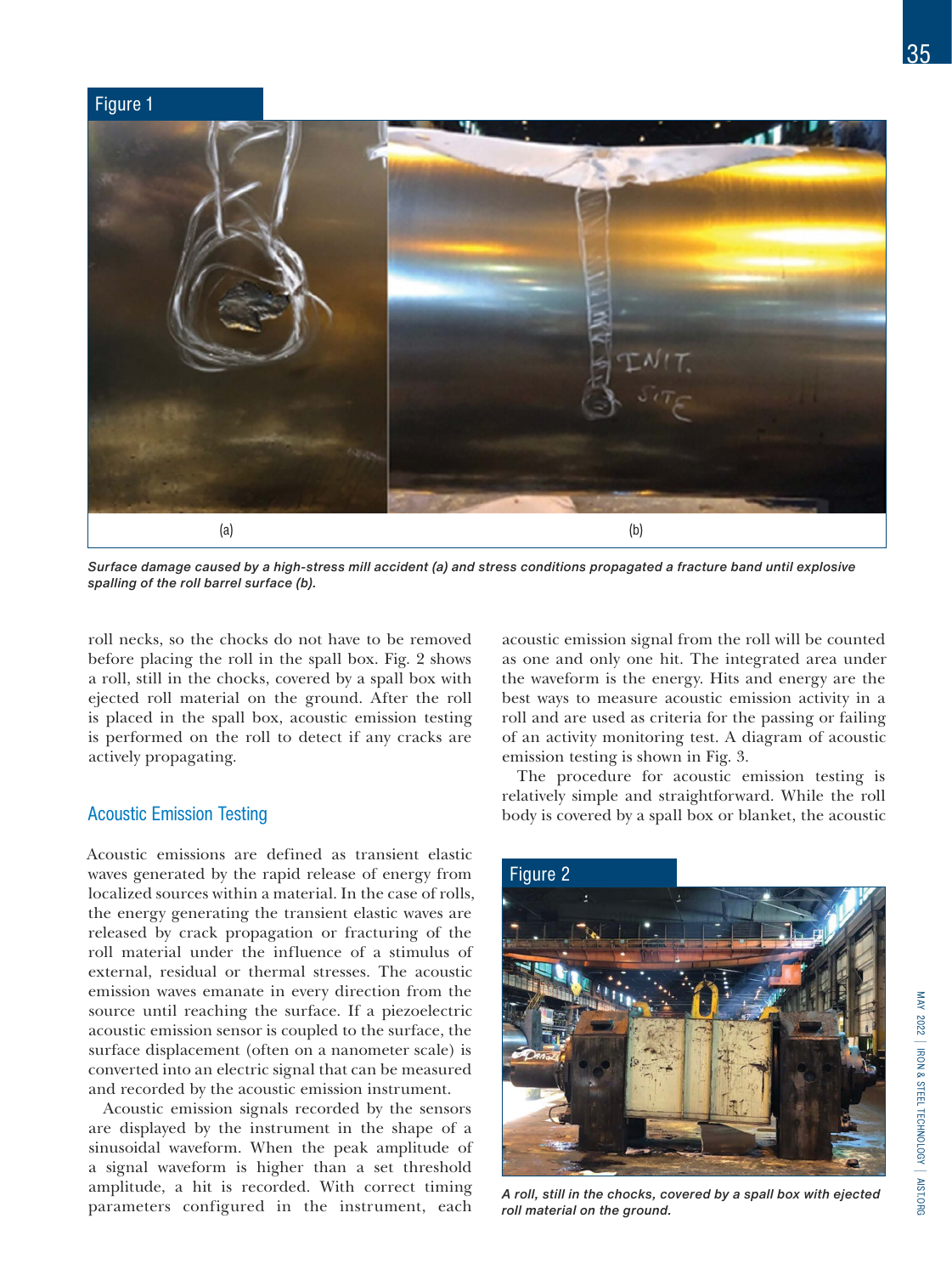Figure 1

(a) (b)

*Surface damage caused by a high-stress mill accident (a) and stress conditions propagated a fracture band until explosive spalling of the roll barrel surface (b).*

roll necks, so the chocks do not have to be removed before placing the roll in the spall box. Fig. 2 shows a roll, still in the chocks, covered by a spall box with ejected roll material on the ground. After the roll is placed in the spall box, acoustic emission testing is performed on the roll to detect if any cracks are actively propagating.

## Acoustic Emission Testing

Acoustic emissions are defined as transient elastic waves generated by the rapid release of energy from localized sources within a material. In the case of rolls, the energy generating the transient elastic waves are released by crack propagation or fracturing of the roll material under the influence of a stimulus of external, residual or thermal stresses. The acoustic emission waves emanate in every direction from the source until reaching the surface. If a piezoelectric acoustic emission sensor is coupled to the surface, the surface displacement (often on a nanometer scale) is converted into an electric signal that can be measured and recorded by the acoustic emission instrument.

Acoustic emission signals recorded by the sensors are displayed by the instrument in the shape of a sinusoidal waveform. When the peak amplitude of a signal waveform is higher than a set threshold amplitude, a hit is recorded. With correct timing parameters configured in the instrument, each acoustic emission signal from the roll will be counted as one and only one hit. The integrated area under the waveform is the energy. Hits and energy are the best ways to measure acoustic emission activity in a roll and are used as criteria for the passing or failing of an activity monitoring test. A diagram of acoustic emission testing is shown in Fig. 3.

The procedure for acoustic emission testing is relatively simple and straightforward. While the roll body is covered by a spall box or blanket, the acoustic

Figure 2

*A roll, still in the chocks, covered by a spall box with ejected roll material on the ground.*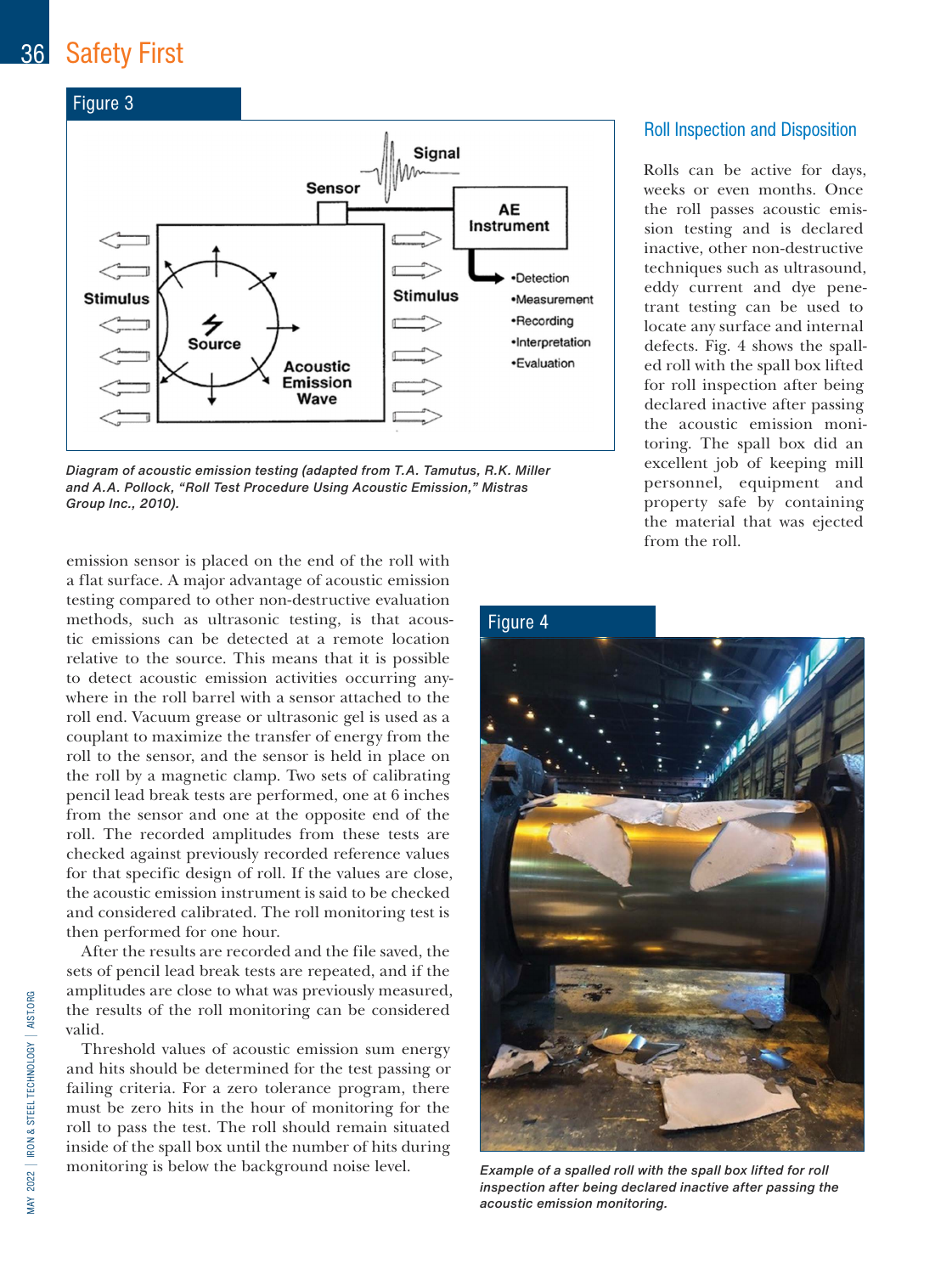Figure 3

Diagram of acoustic emission testing (adapted from T.A. Tamutus, R.K. Miller and A.A. Pollock, "Roll Test Procedure Using Acoustic Emission," Mistras Group Inc., 2010).

emission sensor is placed on the end of the roll with a flat surface. A major advantage of acoustic emission testing compared to other non-destructive evaluation methods, such as ultrasonic testing, is that acoustic emissions can be detected at a remote location relative to the source. This means that it is possible to detect acoustic emission activities occurring anywhere in the roll barrel with a sensor attached to the roll end. Vacuum grease or ultrasonic gel is used as a couplant to maximize the transfer of energy from the roll to the sensor, and the sensor is held in place on the roll by a magnetic clamp. Two sets of calibrating pencil lead break tests are performed, one at 6 inches from the sensor and one at the opposite end of the roll. The recorded amplitudes from these tests are checked against previously recorded reference values for that specific design of roll. If the values are close, the acoustic emission instrument is said to be checked and considered calibrated. The roll monitoring test is then performed for one hour.

After the results are recorded and the file saved, the sets of pencil lead break tests are repeated, and if the amplitudes are close to what was previously measured, the results of the roll monitoring can be considered valid.

Threshold values of acoustic emission sum energy and hits should be determined for the test passing or failing criteria. For a zero tolerance program, there must be zero hits in the hour of monitoring for the roll to pass the test. The roll should remain situated inside of the spall box until the number of hits during monitoring is below the background noise level.

## Roll Inspection and Disposition

Rolls can be active for days, weeks or even months. Once the roll passes acoustic emission testing and is declared inactive, other non-destructive techniques such as ultrasound, eddy current and dye penetrant testing can be used to locate any surface and internal defects. Fig. 4 shows the spalled roll with the spall box lifted for roll inspection after being declared inactive after passing the acoustic emission monitoring. The spall box did an excellent job of keeping mill personnel, equipment and property safe by containing the material that was ejected from the roll.

Figure 4

Example of a spalled roll with the spall box lifted for roll inspection after being declared inactive after passing the acoustic emission monitoring.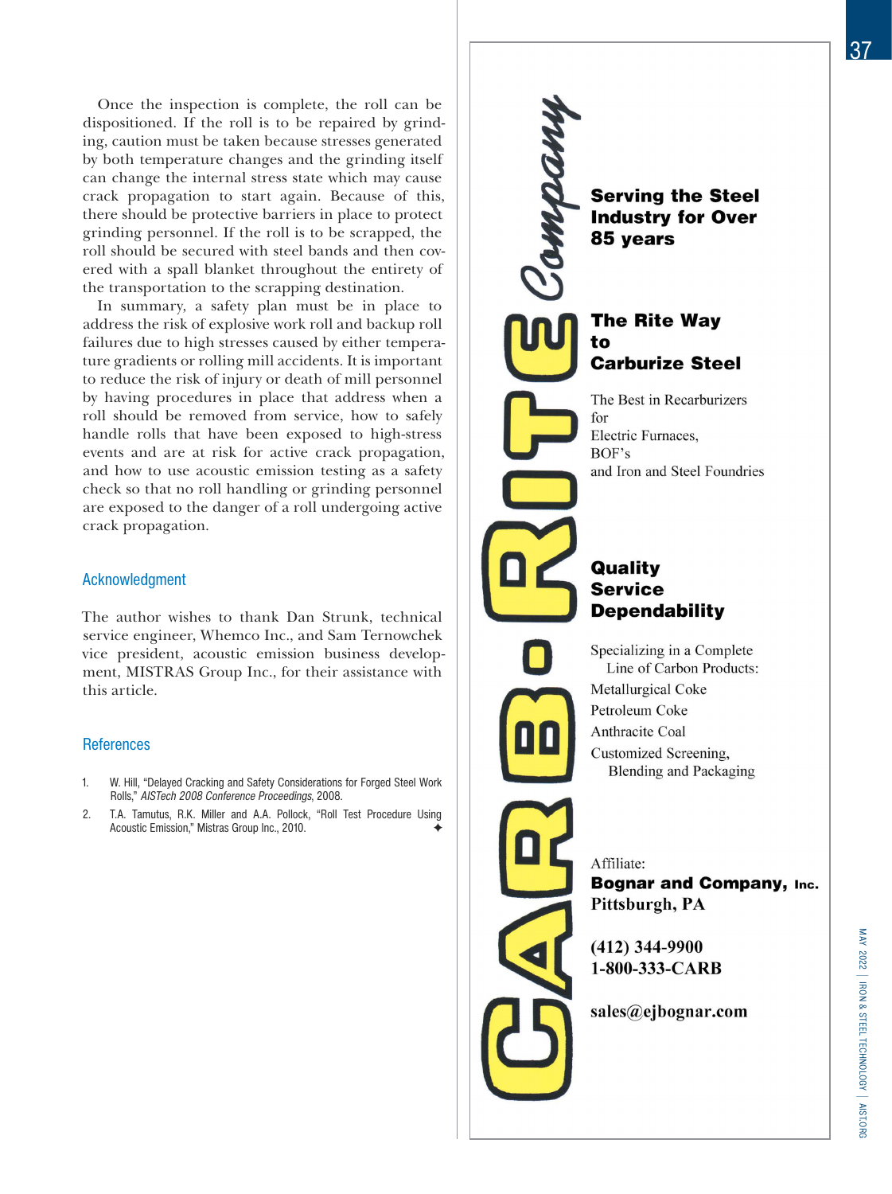Once the inspection is complete, the roll can be dispositioned. If the roll is to be repaired by grinding, caution must be taken because stresses generated by both temperature changes and the grinding itself can change the internal stress state which may cause crack propagation to start again. Because of this, there should be protective barriers in place to protect grinding personnel. If the roll is to be scrapped, the roll should be secured with steel bands and then covered with a spall blanket throughout the entirety of the transportation to the scrapping destination.

In summary, a safety plan must be in place to address the risk of explosive work roll and backup roll failures due to high stresses caused by either temperature gradients or rolling mill accidents. It is important to reduce the risk of injury or death of mill personnel by having procedures in place that address when a roll should be removed from service, how to safely handle rolls that have been exposed to high-stress events and are at risk for active crack propagation, and how to use acoustic emission testing as a safety check so that no roll handling or grinding personnel are exposed to the danger of a roll undergoing active crack propagation.

## Acknowledgment

The author wishes to thank Dan Strunk, technical service engineer, Whemco Inc., and Sam Ternowchek vice president, acoustic emission business development, MISTRAS Group Inc., for their assistance with this article.

## References

1. W. Hill, "Delayed Cracking and Safety Considerations for Forged Steel Work Rolls," *AISTech 2008 Conference Proceedings*, 2008.
2. T.A. Tamutus, R.K. Miller and A.A. Pollock, "Roll Test Procedure Using Acoustic Emission," Mistras Group Inc., 2010. ✦

CARB-RITE Company

**Serving the Steel Industry for Over 85 years**

**The Rite Way to Carburize Steel**

The Best in Recarburizers for Electric Furnaces, BOF's and Iron and Steel Foundries

**Quality Service Dependability**

Specializing in a Complete Line of Carbon Products:
Metallurgical Coke
Petroleum Coke
Anthracite Coal
Customized Screening, Blending and Packaging

Affiliate:
**Bognar and Company, Inc.**
**Pittsburgh, PA**

**(412) 344-9900**
**1-800-333-CARB**

**sales@ejbognar.com**